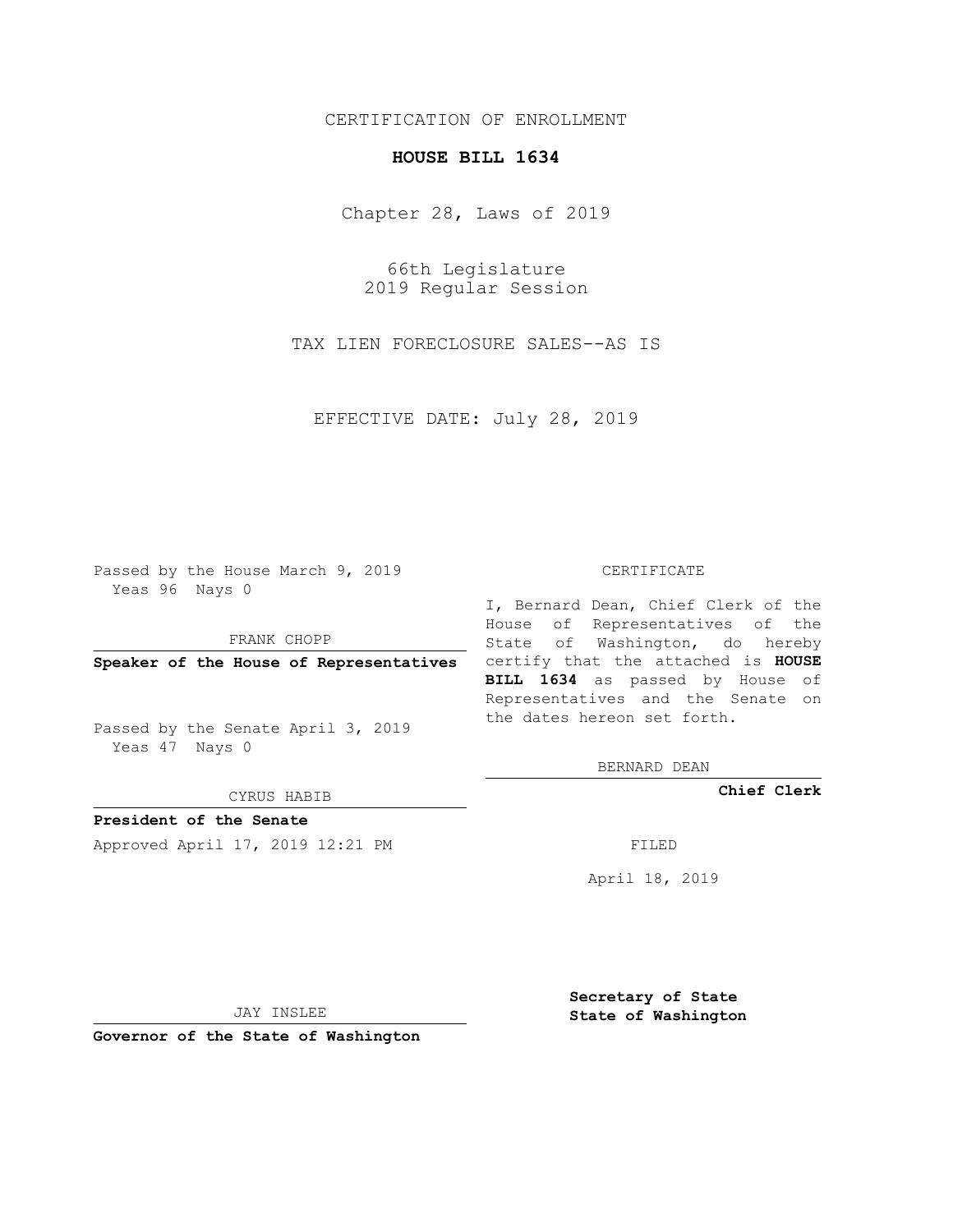CERTIFICATION OF ENROLLMENT

**HOUSE BILL 1634**

Chapter 28, Laws of 2019

66th Legislature
2019 Regular Session

TAX LIEN FORECLOSURE SALES--AS IS

EFFECTIVE DATE: July 28, 2019

Passed by the House March 9, 2019
Yeas 96 Nays 0

FRANK CHOPP

**Speaker of the House of Representatives**

Passed by the Senate April 3, 2019
Yeas 47 Nays 0

CYRUS HABIB

**President of the Senate**

Approved April 17, 2019 12:21 PM

JAY INSLEE

**Governor of the State of Washington**

CERTIFICATE

I, Bernard Dean, Chief Clerk of the House of Representatives of the State of Washington, do hereby certify that the attached is **HOUSE BILL 1634** as passed by House of Representatives and the Senate on the dates hereon set forth.

BERNARD DEAN

**Chief Clerk**

FILED

April 18, 2019

**Secretary of State**
**State of Washington**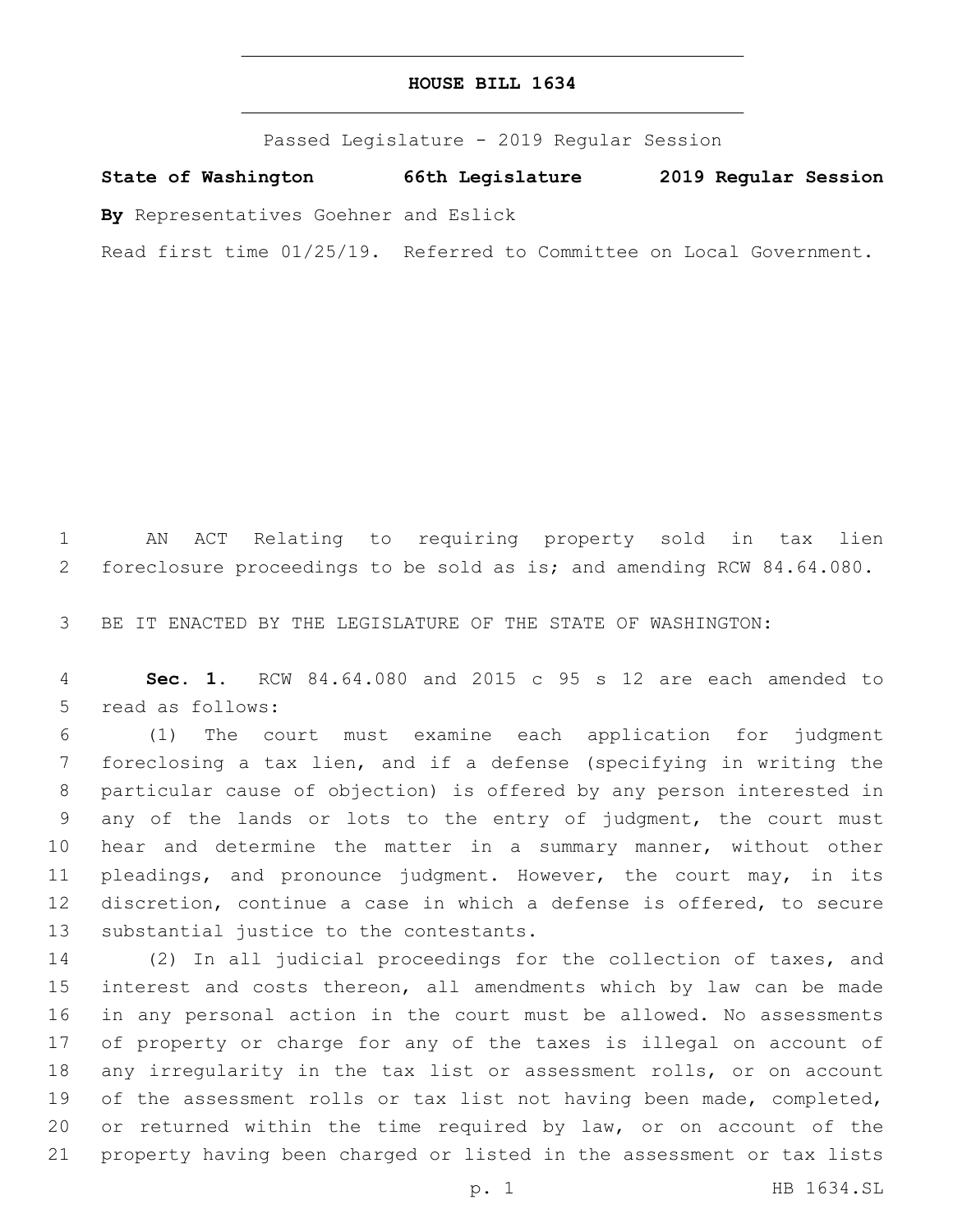# HOUSE BILL 1634

Passed Legislature - 2019 Regular Session

**State of Washington 66th Legislature 2019 Regular Session**

**By** Representatives Goehner and Eslick

Read first time 01/25/19. Referred to Committee on Local Government.

AN ACT Relating to requiring property sold in tax lien foreclosure proceedings to be sold as is; and amending RCW 84.64.080.

BE IT ENACTED BY THE LEGISLATURE OF THE STATE OF WASHINGTON:

**Sec. 1.** RCW 84.64.080 and 2015 c 95 s 12 are each amended to read as follows:

(1) The court must examine each application for judgment foreclosing a tax lien, and if a defense (specifying in writing the particular cause of objection) is offered by any person interested in any of the lands or lots to the entry of judgment, the court must hear and determine the matter in a summary manner, without other pleadings, and pronounce judgment. However, the court may, in its discretion, continue a case in which a defense is offered, to secure substantial justice to the contestants.

(2) In all judicial proceedings for the collection of taxes, and interest and costs thereon, all amendments which by law can be made in any personal action in the court must be allowed. No assessments of property or charge for any of the taxes is illegal on account of any irregularity in the tax list or assessment rolls, or on account of the assessment rolls or tax list not having been made, completed, or returned within the time required by law, or on account of the property having been charged or listed in the assessment or tax lists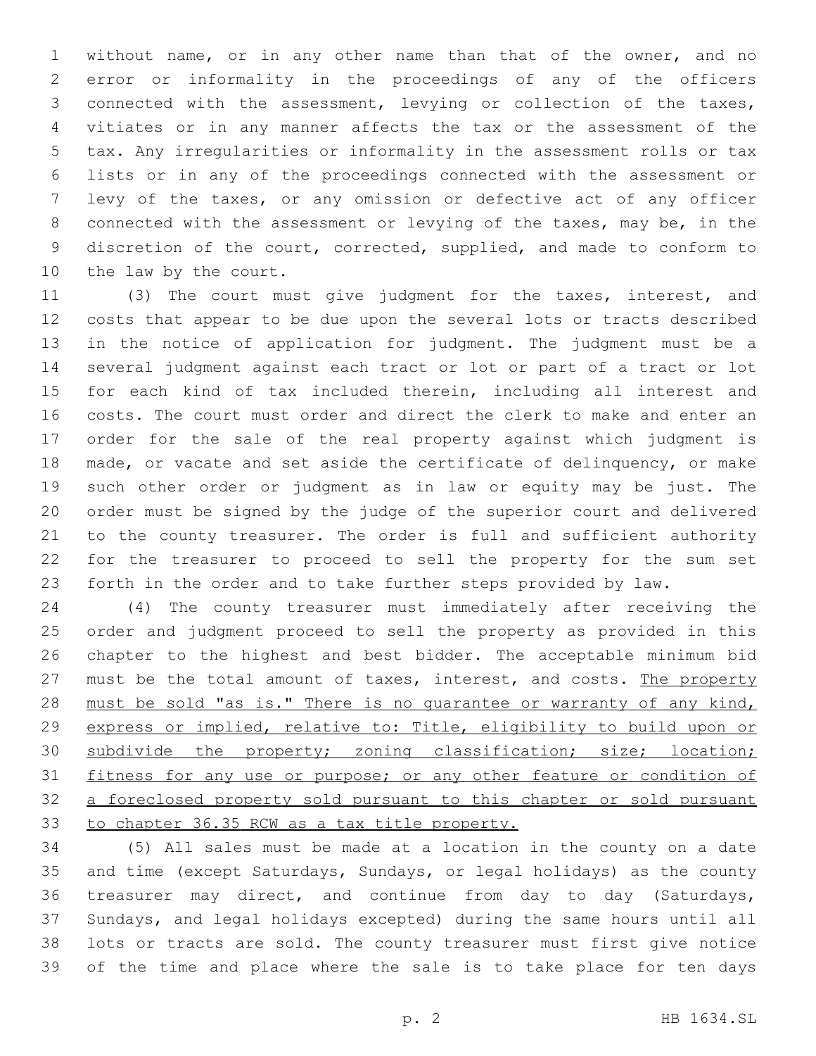without name, or in any other name than that of the owner, and no error or informality in the proceedings of any of the officers connected with the assessment, levying or collection of the taxes, vitiates or in any manner affects the tax or the assessment of the tax. Any irregularities or informality in the assessment rolls or tax lists or in any of the proceedings connected with the assessment or levy of the taxes, or any omission or defective act of any officer connected with the assessment or levying of the taxes, may be, in the discretion of the court, corrected, supplied, and made to conform to the law by the court.

(3) The court must give judgment for the taxes, interest, and costs that appear to be due upon the several lots or tracts described in the notice of application for judgment. The judgment must be a several judgment against each tract or lot or part of a tract or lot for each kind of tax included therein, including all interest and costs. The court must order and direct the clerk to make and enter an order for the sale of the real property against which judgment is made, or vacate and set aside the certificate of delinquency, or make such other order or judgment as in law or equity may be just. The order must be signed by the judge of the superior court and delivered to the county treasurer. The order is full and sufficient authority for the treasurer to proceed to sell the property for the sum set forth in the order and to take further steps provided by law.

(4) The county treasurer must immediately after receiving the order and judgment proceed to sell the property as provided in this chapter to the highest and best bidder. The acceptable minimum bid must be the total amount of taxes, interest, and costs. <u>The property must be sold "as is." There is no guarantee or warranty of any kind, express or implied, relative to: Title, eligibility to build upon or subdivide the property; zoning classification; size; location; fitness for any use or purpose; or any other feature or condition of a foreclosed property sold pursuant to this chapter or sold pursuant to chapter 36.35 RCW as a tax title property.</u>

(5) All sales must be made at a location in the county on a date and time (except Saturdays, Sundays, or legal holidays) as the county treasurer may direct, and continue from day to day (Saturdays, Sundays, and legal holidays excepted) during the same hours until all lots or tracts are sold. The county treasurer must first give notice of the time and place where the sale is to take place for ten days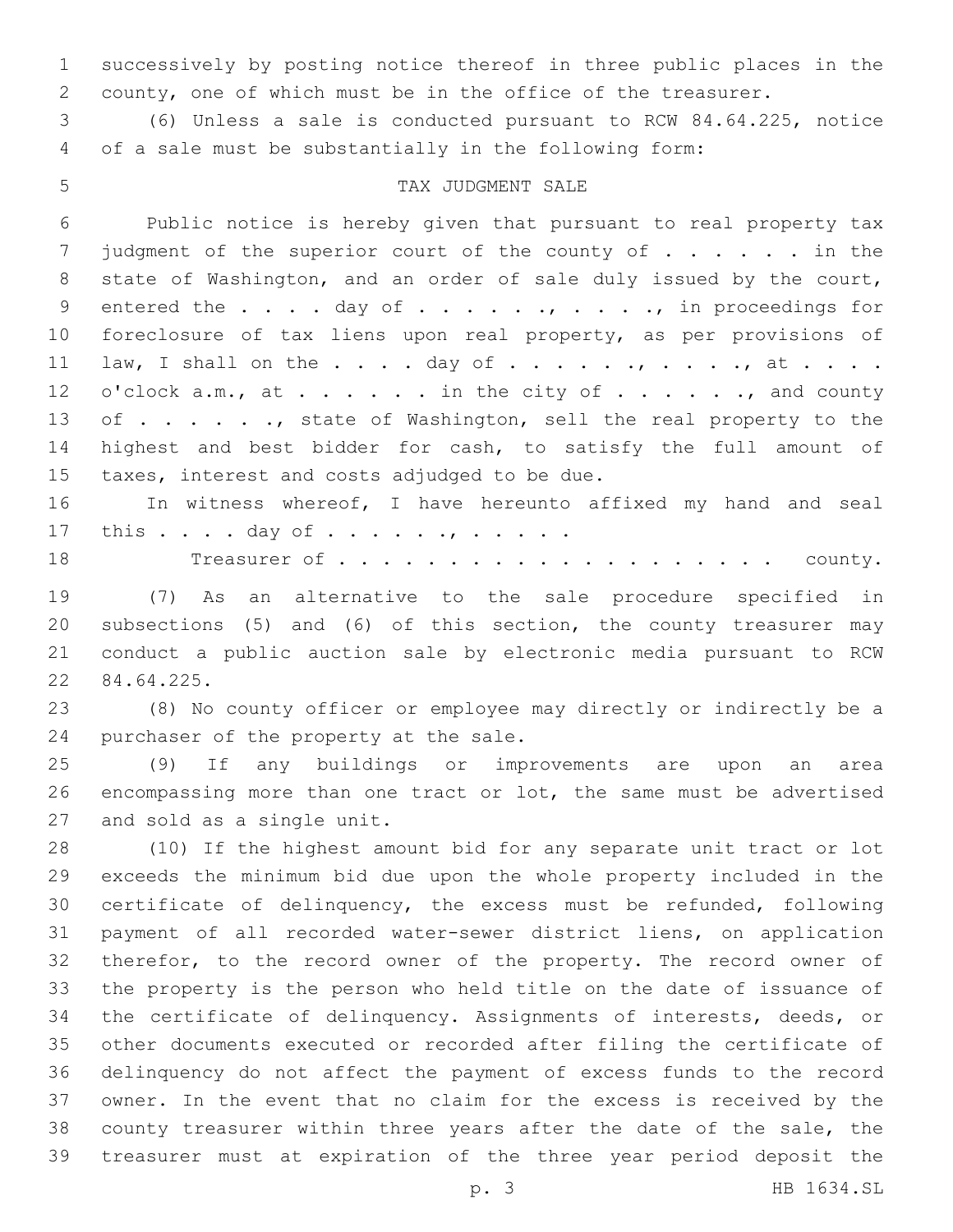successively by posting notice thereof in three public places in the county, one of which must be in the office of the treasurer.

(6) Unless a sale is conducted pursuant to RCW 84.64.225, notice of a sale must be substantially in the following form:

TAX JUDGMENT SALE

Public notice is hereby given that pursuant to real property tax judgment of the superior court of the county of . . . . . . in the state of Washington, and an order of sale duly issued by the court, entered the . . . . day of . . . . . ., . . . ., in proceedings for foreclosure of tax liens upon real property, as per provisions of law, I shall on the . . . . day of . . . . . ., . . . ., at . . . . o'clock a.m., at . . . . . . in the city of . . . . . ., and county of . . . . . ., state of Washington, sell the real property to the highest and best bidder for cash, to satisfy the full amount of taxes, interest and costs adjudged to be due.

In witness whereof, I have hereunto affixed my hand and seal this . . . . day of . . . . . ., . . . . .

Treasurer of . . . . . . . . . . . . . . . . . . . . county.

(7) As an alternative to the sale procedure specified in subsections (5) and (6) of this section, the county treasurer may conduct a public auction sale by electronic media pursuant to RCW 84.64.225.

(8) No county officer or employee may directly or indirectly be a purchaser of the property at the sale.

(9) If any buildings or improvements are upon an area encompassing more than one tract or lot, the same must be advertised and sold as a single unit.

(10) If the highest amount bid for any separate unit tract or lot exceeds the minimum bid due upon the whole property included in the certificate of delinquency, the excess must be refunded, following payment of all recorded water-sewer district liens, on application therefor, to the record owner of the property. The record owner of the property is the person who held title on the date of issuance of the certificate of delinquency. Assignments of interests, deeds, or other documents executed or recorded after filing the certificate of delinquency do not affect the payment of excess funds to the record owner. In the event that no claim for the excess is received by the county treasurer within three years after the date of the sale, the treasurer must at expiration of the three year period deposit the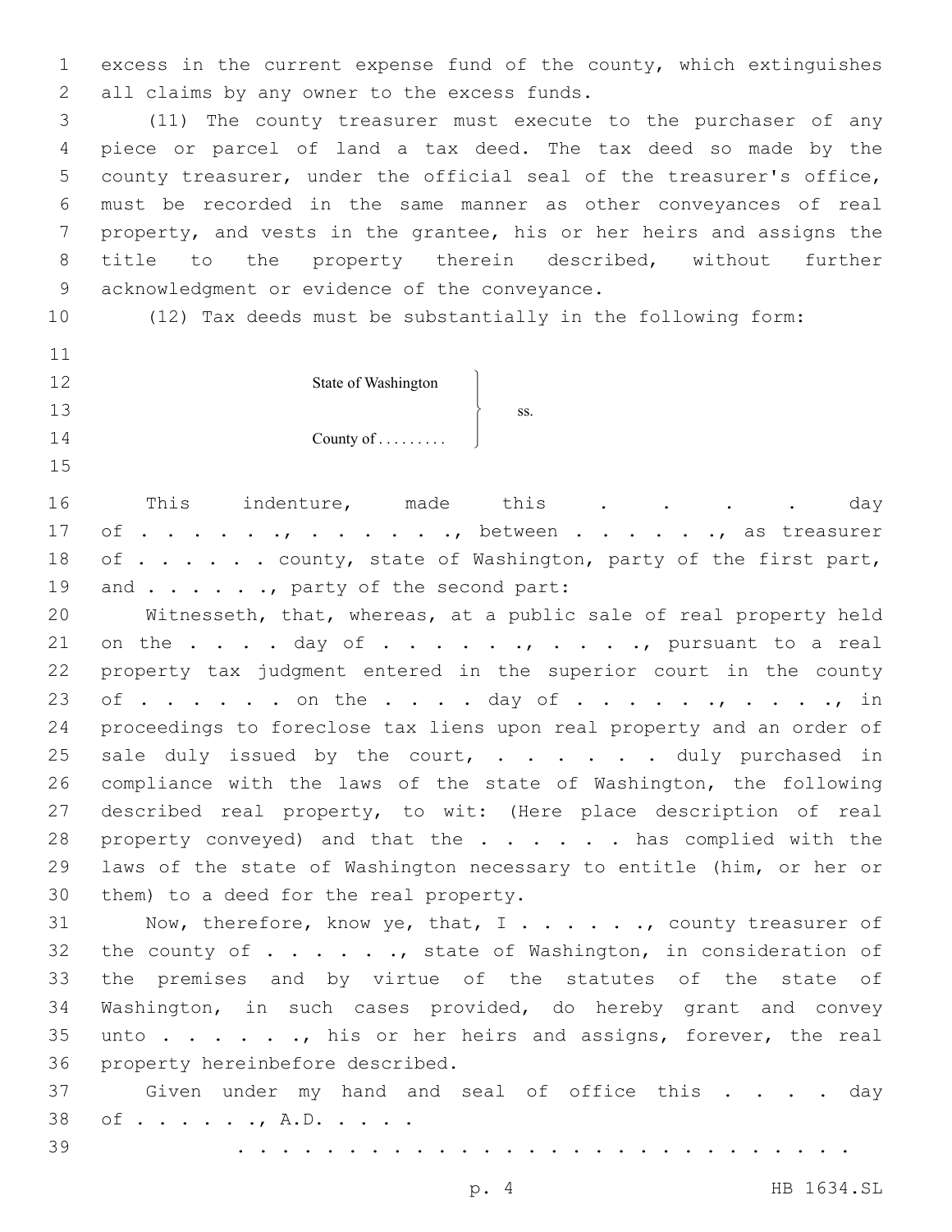excess in the current expense fund of the county, which extinguishes all claims by any owner to the excess funds.

(11) The county treasurer must execute to the purchaser of any piece or parcel of land a tax deed. The tax deed so made by the county treasurer, under the official seal of the treasurer's office, must be recorded in the same manner as other conveyances of real property, and vests in the grantee, his or her heirs and assigns the title to the property therein described, without further acknowledgment or evidence of the conveyance.

(12) Tax deeds must be substantially in the following form:

State of Washington }
County of . . . . . . . . . } ss.

This indenture, made this . . . . day of . . . . . ., . . . . . . ., between . . . . . ., as treasurer of . . . . . . county, state of Washington, party of the first part, and . . . . . ., party of the second part:

Witnesseth, that, whereas, at a public sale of real property held on the . . . . day of . . . . . . ., . . . . ., pursuant to a real property tax judgment entered in the superior court in the county of . . . . . . on the . . . . day of . . . . . . ., . . . . ., in proceedings to foreclose tax liens upon real property and an order of sale duly issued by the court, . . . . . . duly purchased in compliance with the laws of the state of Washington, the following described real property, to wit: (Here place description of real property conveyed) and that the . . . . . . has complied with the laws of the state of Washington necessary to entitle (him, or her or them) to a deed for the real property.

Now, therefore, know ye, that, I . . . . . . ., county treasurer of the county of . . . . . ., state of Washington, in consideration of the premises and by virtue of the statutes of the state of Washington, in such cases provided, do hereby grant and convey unto . . . . . ., his or her heirs and assigns, forever, the real property hereinbefore described.

Given under my hand and seal of office this . . . . day of . . . . . ., A.D. . . . .

. . . . . . . . . . . . . . . . . . . . . . . . . . .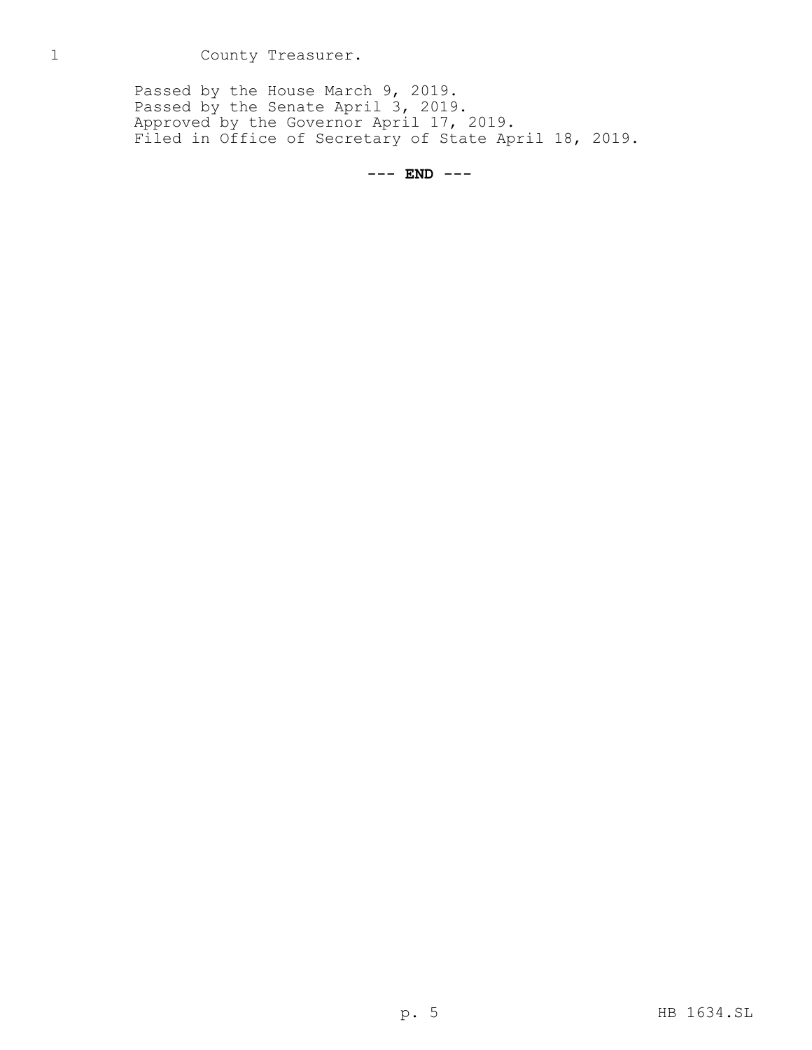County Treasurer.

Passed by the House March 9, 2019.
Passed by the Senate April 3, 2019.
Approved by the Governor April 17, 2019.
Filed in Office of Secretary of State April 18, 2019.

**--- END ---**